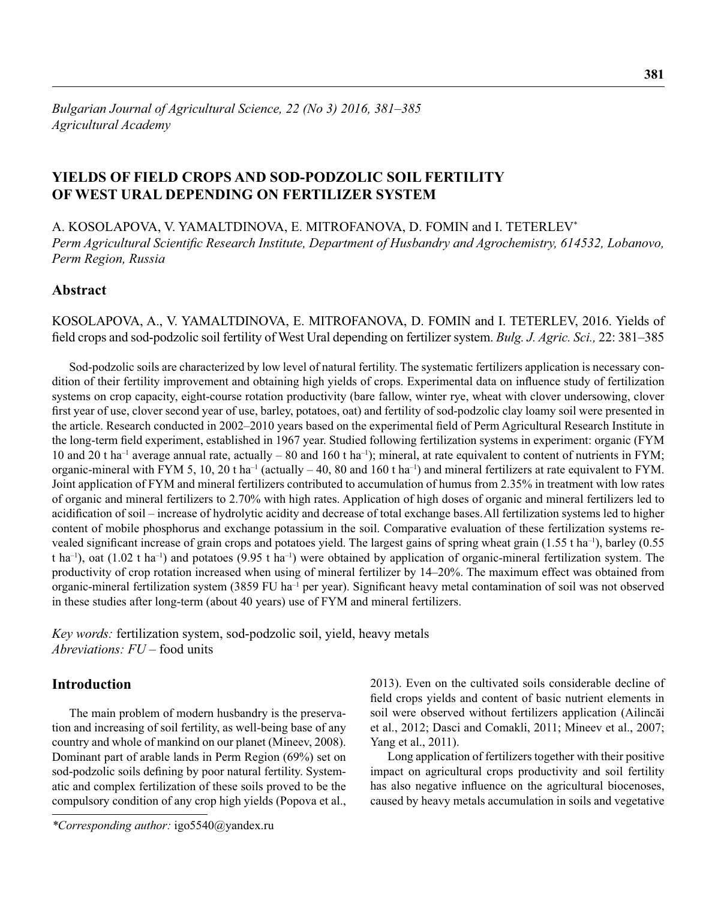*Bulgarian Journal of Agricultural Science, 22 (No 3) 2016, 381–385*
*Agricultural Academy*

# YIELDS OF FIELD CROPS AND SOD-PODZOLIC SOIL FERTILITY OF WEST URAL DEPENDING ON FERTILIZER SYSTEM

A. KOSOLAPOVA, V. YAMALTDINOVA, E. MITROFANOVA, D. FOMIN and I. TETERLEV*

*Perm Agricultural Scientific Research Institute, Department of Husbandry and Agrochemistry, 614532, Lobanovo, Perm Region, Russia*

## Abstract

KOSOLAPOVA, A., V. YAMALTDINOVA, E. MITROFANOVA, D. FOMIN and I. TETERLEV, 2016. Yields of field crops and sod-podzolic soil fertility of West Ural depending on fertilizer system. *Bulg. J. Agric. Sci.,* 22: 381–385

Sod-podzolic soils are characterized by low level of natural fertility. The systematic fertilizers application is necessary condition of their fertility improvement and obtaining high yields of crops. Experimental data on influence study of fertilization systems on crop capacity, eight-course rotation productivity (bare fallow, winter rye, wheat with clover undersowing, clover first year of use, clover second year of use, barley, potatoes, oat) and fertility of sod-podzolic clay loamy soil were presented in the article. Research conducted in 2002–2010 years based on the experimental field of Perm Agricultural Research Institute in the long-term field experiment, established in 1967 year. Studied following fertilization systems in experiment: organic (FYM 10 and 20 t ha$^{-1}$ average annual rate, actually – 80 and 160 t ha$^{-1}$); mineral, at rate equivalent to content of nutrients in FYM; organic-mineral with FYM 5, 10, 20 t ha$^{-1}$ (actually – 40, 80 and 160 t ha$^{-1}$) and mineral fertilizers at rate equivalent to FYM. Joint application of FYM and mineral fertilizers contributed to accumulation of humus from 2.35% in treatment with low rates of organic and mineral fertilizers to 2.70% with high rates. Application of high doses of organic and mineral fertilizers led to acidification of soil – increase of hydrolytic acidity and decrease of total exchange bases. All fertilization systems led to higher content of mobile phosphorus and exchange potassium in the soil. Comparative evaluation of these fertilization systems revealed significant increase of grain crops and potatoes yield. The largest gains of spring wheat grain (1.55 t ha$^{-1}$), barley (0.55 t ha$^{-1}$), oat (1.02 t ha$^{-1}$) and potatoes (9.95 t ha$^{-1}$) were obtained by application of organic-mineral fertilization system. The productivity of crop rotation increased when using of mineral fertilizer by 14–20%. The maximum effect was obtained from organic-mineral fertilization system (3859 FU ha$^{-1}$ per year). Significant heavy metal contamination of soil was not observed in these studies after long-term (about 40 years) use of FYM and mineral fertilizers.

*Key words:* fertilization system, sod-podzolic soil, yield, heavy metals
*Abreviations: FU* – food units

## Introduction

The main problem of modern husbandry is the preservation and increasing of soil fertility, as well-being base of any country and whole of mankind on our planet (Mineev, 2008). Dominant part of arable lands in Perm Region (69%) set on sod-podzolic soils defining by poor natural fertility. Systematic and complex fertilization of these soils proved to be the compulsory condition of any crop high yields (Popova et al., 2013). Even on the cultivated soils considerable decline of field crops yields and content of basic nutrient elements in soil were observed without fertilizers application (Ailincăi et al., 2012; Dasci and Comakli, 2011; Mineev et al., 2007; Yang et al., 2011).

Long application of fertilizers together with their positive impact on agricultural crops productivity and soil fertility has also negative influence on the agricultural biocenoses, caused by heavy metals accumulation in soils and vegetative

*Corresponding author: igo5540@yandex.ru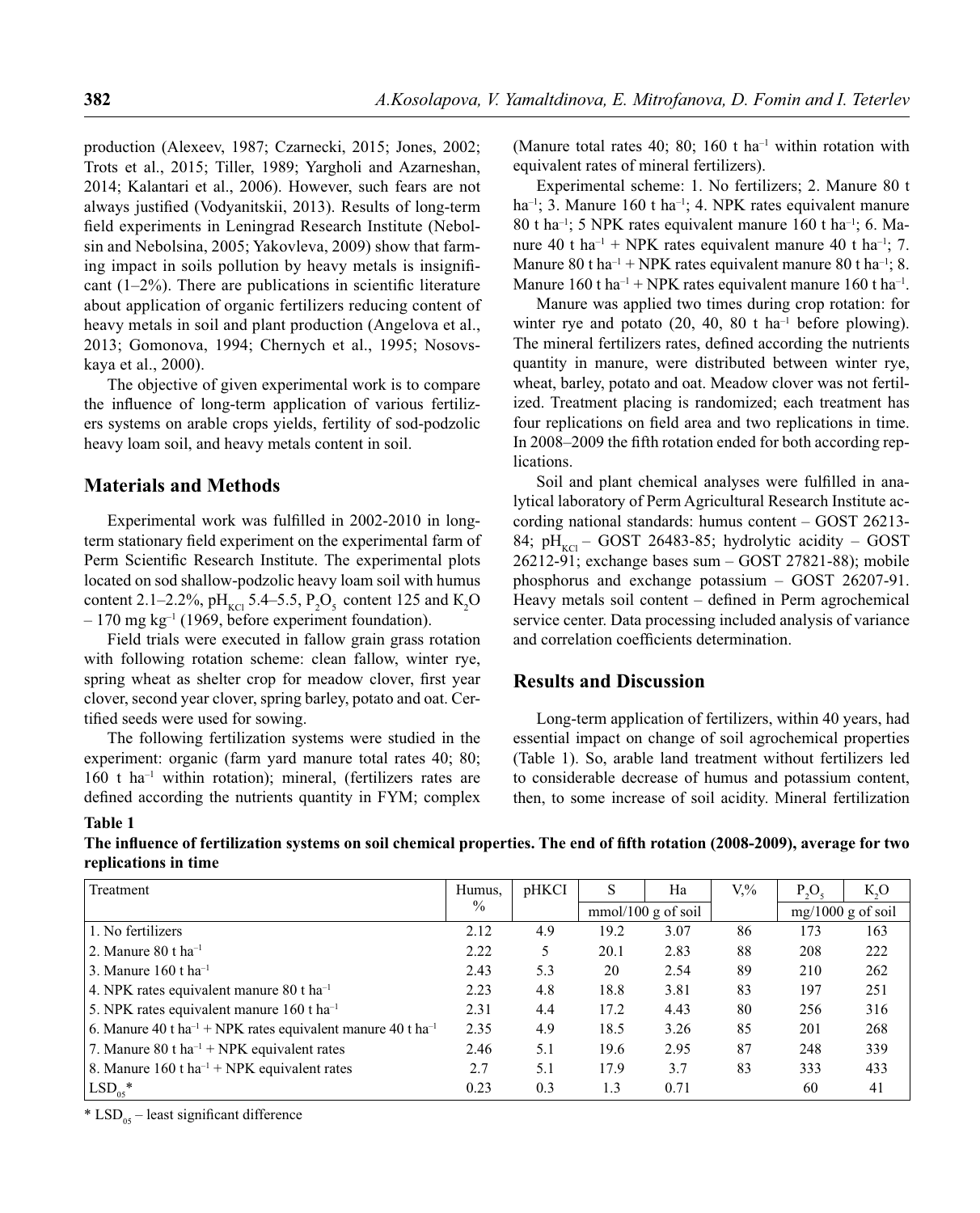production (Alexeev, 1987; Czarnecki, 2015; Jones, 2002; Trots et al., 2015; Tiller, 1989; Yargholi and Azarneshan, 2014; Kalantari et al., 2006). However, such fears are not always justified (Vodyanitskii, 2013). Results of long-term field experiments in Leningrad Research Institute (Nebolsin and Nebolsina, 2005; Yakovleva, 2009) show that farming impact in soils pollution by heavy metals is insignificant (1–2%). There are publications in scientific literature about application of organic fertilizers reducing content of heavy metals in soil and plant production (Angelova et al., 2013; Gomonova, 1994; Chernych et al., 1995; Nosovskaya et al., 2000).

The objective of given experimental work is to compare the influence of long-term application of various fertilizers systems on arable crops yields, fertility of sod-podzolic heavy loam soil, and heavy metals content in soil.

## Materials and Methods

Experimental work was fulfilled in 2002-2010 in long-term stationary field experiment on the experimental farm of Perm Scientific Research Institute. The experimental plots located on sod shallow-podzolic heavy loam soil with humus content 2.1–2.2%, $pH_{KCl}$ 5.4–5.5, $P_2O_5$ content 125 and $K_2O$ – 170 mg kg$^{-1}$ (1969, before experiment foundation).

Field trials were executed in fallow grain grass rotation with following rotation scheme: clean fallow, winter rye, spring wheat as shelter crop for meadow clover, first year clover, second year clover, spring barley, potato and oat. Certified seeds were used for sowing.

The following fertilization systems were studied in the experiment: organic (farm yard manure total rates 40; 80; 160 t ha$^{-1}$ within rotation); mineral, (fertilizers rates are defined according the nutrients quantity in FYM; complex (Manure total rates 40; 80; 160 t ha$^{-1}$ within rotation with equivalent rates of mineral fertilizers).

Experimental scheme: 1. No fertilizers; 2. Manure 80 t ha$^{-1}$; 3. Manure 160 t ha$^{-1}$; 4. NPK rates equivalent manure 80 t ha$^{-1}$; 5 NPK rates equivalent manure 160 t ha$^{-1}$; 6. Manure 40 t ha$^{-1}$ + NPK rates equivalent manure 40 t ha$^{-1}$; 7. Manure 80 t ha$^{-1}$ + NPK rates equivalent manure 80 t ha$^{-1}$; 8. Manure 160 t ha$^{-1}$ + NPK rates equivalent manure 160 t ha$^{-1}$.

Manure was applied two times during crop rotation: for winter rye and potato (20, 40, 80 t ha$^{-1}$ before plowing). The mineral fertilizers rates, defined according the nutrients quantity in manure, were distributed between winter rye, wheat, barley, potato and oat. Meadow clover was not fertilized. Treatment placing is randomized; each treatment has four replications on field area and two replications in time. In 2008–2009 the fifth rotation ended for both according replications.

Soil and plant chemical analyses were fulfilled in analytical laboratory of Perm Agricultural Research Institute according national standards: humus content – GOST 26213-84; $pH_{KCl}$ – GOST 26483-85; hydrolytic acidity – GOST 26212-91; exchange bases sum – GOST 27821-88); mobile phosphorus and exchange potassium – GOST 26207-91. Heavy metals soil content – defined in Perm agrochemical service center. Data processing included analysis of variance and correlation coefficients determination.

## Results and Discussion

Long-term application of fertilizers, within 40 years, had essential impact on change of soil agrochemical properties (Table 1). So, arable land treatment without fertilizers led to considerable decrease of humus and potassium content, then, to some increase of soil acidity. Mineral fertilization

**Table 1**
**The influence of fertilization systems on soil chemical properties. The end of fifth rotation (2008-2009), average for two replications in time**

| Treatment | Humus, % | pHKCl | S | Ha | V,% | $P_2O_5$ | $K_2O$ |
|---|---|---|---|---|---|---|---|
| | | | mmol/100 g of soil | | | mg/1000 g of soil | |
| 1. No fertilizers | 2.12 | 4.9 | 19.2 | 3.07 | 86 | 173 | 163 |
| 2. Manure 80 t ha$^{-1}$ | 2.22 | 5 | 20.1 | 2.83 | 88 | 208 | 222 |
| 3. Manure 160 t ha$^{-1}$ | 2.43 | 5.3 | 20 | 2.54 | 89 | 210 | 262 |
| 4. NPK rates equivalent manure 80 t ha$^{-1}$ | 2.23 | 4.8 | 18.8 | 3.81 | 83 | 197 | 251 |
| 5. NPK rates equivalent manure 160 t ha$^{-1}$ | 2.31 | 4.4 | 17.2 | 4.43 | 80 | 256 | 316 |
| 6. Manure 40 t ha$^{-1}$ + NPK rates equivalent manure 40 t ha$^{-1}$ | 2.35 | 4.9 | 18.5 | 3.26 | 85 | 201 | 268 |
| 7. Manure 80 t ha$^{-1}$ + NPK equivalent rates | 2.46 | 5.1 | 19.6 | 2.95 | 87 | 248 | 339 |
| 8. Manure 160 t ha$^{-1}$ + NPK equivalent rates | 2.7 | 5.1 | 17.9 | 3.7 | 83 | 333 | 433 |
| $LSD_{05}$* | 0.23 | 0.3 | 1.3 | 0.71 | | 60 | 41 |

* $LSD_{05}$ – least significant difference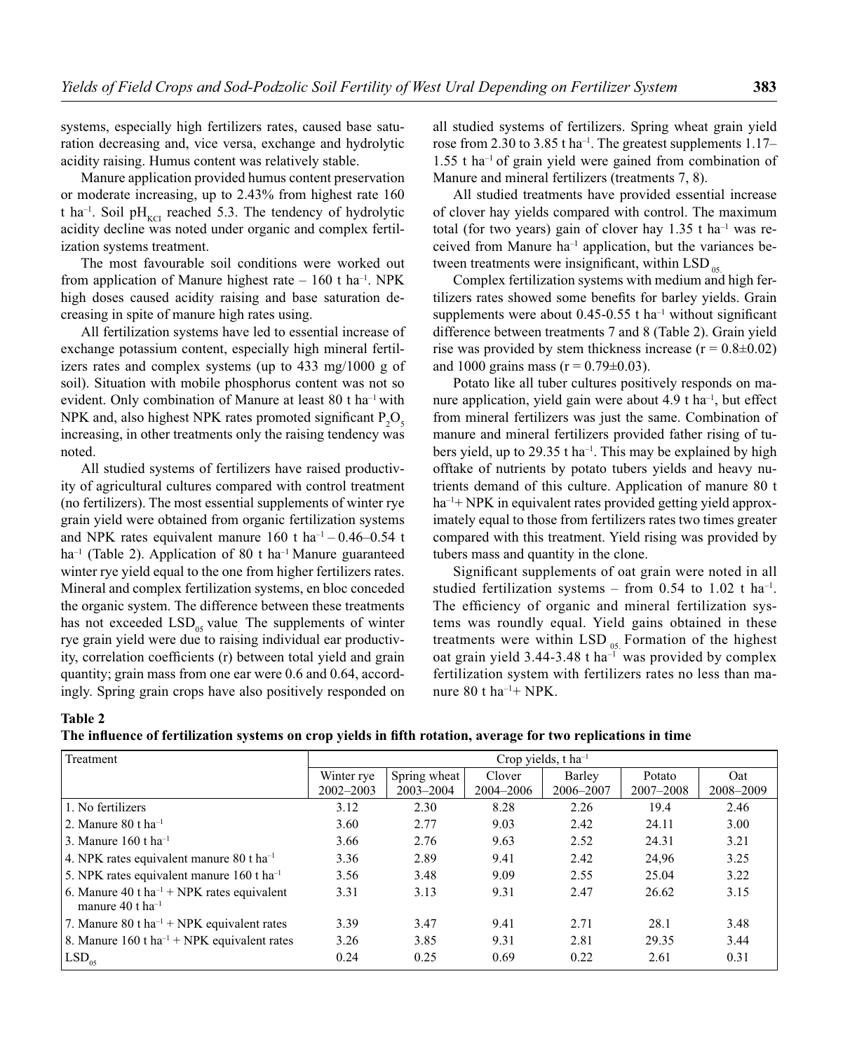systems, especially high fertilizers rates, caused base saturation decreasing and, vice versa, exchange and hydrolytic acidity raising. Humus content was relatively stable.

Manure application provided humus content preservation or moderate increasing, up to 2.43% from highest rate 160 t ha$^{-1}$. Soil $pH_{KCl}$ reached 5.3. The tendency of hydrolytic acidity decline was noted under organic and complex fertilization systems treatment.

The most favourable soil conditions were worked out from application of Manure highest rate – 160 t ha$^{-1}$. NPK high doses caused acidity raising and base saturation decreasing in spite of manure high rates using.

All fertilization systems have led to essential increase of exchange potassium content, especially high mineral fertilizers rates and complex systems (up to 433 mg/1000 g of soil). Situation with mobile phosphorus content was not so evident. Only combination of Manure at least 80 t ha$^{-1}$ with NPK and, also highest NPK rates promoted significant $P_2O_5$ increasing, in other treatments only the raising tendency was noted.

All studied systems of fertilizers have raised productivity of agricultural cultures compared with control treatment (no fertilizers). The most essential supplements of winter rye grain yield were obtained from organic fertilization systems and NPK rates equivalent manure 160 t ha$^{-1}$ – 0.46–0.54 t ha$^{-1}$ (Table 2). Application of 80 t ha$^{-1}$ Manure guaranteed winter rye yield equal to the one from higher fertilizers rates. Mineral and complex fertilization systems, en bloc conceded the organic system. The difference between these treatments has not exceeded $LSD_{05}$ value. The supplements of winter rye grain yield were due to raising individual ear productivity, correlation coefficients (r) between total yield and grain quantity; grain mass from one ear were 0.6 and 0.64, accordingly. Spring grain crops have also positively responded on all studied systems of fertilizers. Spring wheat grain yield rose from 2.30 to 3.85 t ha$^{-1}$. The greatest supplements 1.17–1.55 t ha$^{-1}$ of grain yield were gained from combination of Manure and mineral fertilizers (treatments 7, 8).

All studied treatments have provided essential increase of clover hay yields compared with control. The maximum total (for two years) gain of clover hay 1.35 t ha$^{-1}$ was received from Manure ha$^{-1}$ application, but the variances between treatments were insignificant, within $LSD_{05}$.

Complex fertilization systems with medium and high fertilizers rates showed some benefits for barley yields. Grain supplements were about 0.45-0.55 t ha$^{-1}$ without significant difference between treatments 7 and 8 (Table 2). Grain yield rise was provided by stem thickness increase ($r = 0.8 \pm 0.02$) and 1000 grains mass ($r = 0.79 \pm 0.03$).

Potato like all tuber cultures positively responds on manure application, yield gain were about 4.9 t ha$^{-1}$, but effect from mineral fertilizers was just the same. Combination of manure and mineral fertilizers provided father rising of tubers yield, up to 29.35 t ha$^{-1}$. This may be explained by high offtake of nutrients by potato tubers yields and heavy nutrients demand of this culture. Application of manure 80 t ha$^{-1}$+ NPK in equivalent rates provided getting yield approximately equal to those from fertilizers rates two times greater compared with this treatment. Yield rising was provided by tubers mass and quantity in the clone.

Significant supplements of oat grain were noted in all studied fertilization systems – from 0.54 to 1.02 t ha$^{-1}$. The efficiency of organic and mineral fertilization systems was roundly equal. Yield gains obtained in these treatments were within $LSD_{05}$. Formation of the highest oat grain yield 3.44-3.48 t ha$^{-1}$ was provided by complex fertilization system with fertilizers rates no less than manure 80 t ha$^{-1}$+ NPK.

**Table 2**

**The influence of fertilization systems on crop yields in fifth rotation, average for two replications in time**

| Treatment | Crop yields, t ha$^{-1}$ | | | | | |
|---|---|---|---|---|---|---|
| | Winter rye 2002–2003 | Spring wheat 2003–2004 | Clover 2004–2006 | Barley 2006–2007 | Potato 2007–2008 | Oat 2008–2009 |
| 1. No fertilizers | 3.12 | 2.30 | 8.28 | 2.26 | 19.4 | 2.46 |
| 2. Manure 80 t ha$^{-1}$ | 3.60 | 2.77 | 9.03 | 2.42 | 24.11 | 3.00 |
| 3. Manure 160 t ha$^{-1}$ | 3.66 | 2.76 | 9.63 | 2.52 | 24.31 | 3.21 |
| 4. NPK rates equivalent manure 80 t ha$^{-1}$ | 3.36 | 2.89 | 9.41 | 2.42 | 24,96 | 3.25 |
| 5. NPK rates equivalent manure 160 t ha$^{-1}$ | 3.56 | 3.48 | 9.09 | 2.55 | 25.04 | 3.22 |
| 6. Manure 40 t ha$^{-1}$ + NPK rates equivalent manure 40 t ha$^{-1}$ | 3.31 | 3.13 | 9.31 | 2.47 | 26.62 | 3.15 |
| 7. Manure 80 t ha$^{-1}$ + NPK equivalent rates | 3.39 | 3.47 | 9.41 | 2.71 | 28.1 | 3.48 |
| 8. Manure 160 t ha$^{-1}$ + NPK equivalent rates | 3.26 | 3.85 | 9.31 | 2.81 | 29.35 | 3.44 |
| $LSD_{05}$ | 0.24 | 0.25 | 0.69 | 0.22 | 2.61 | 0.31 |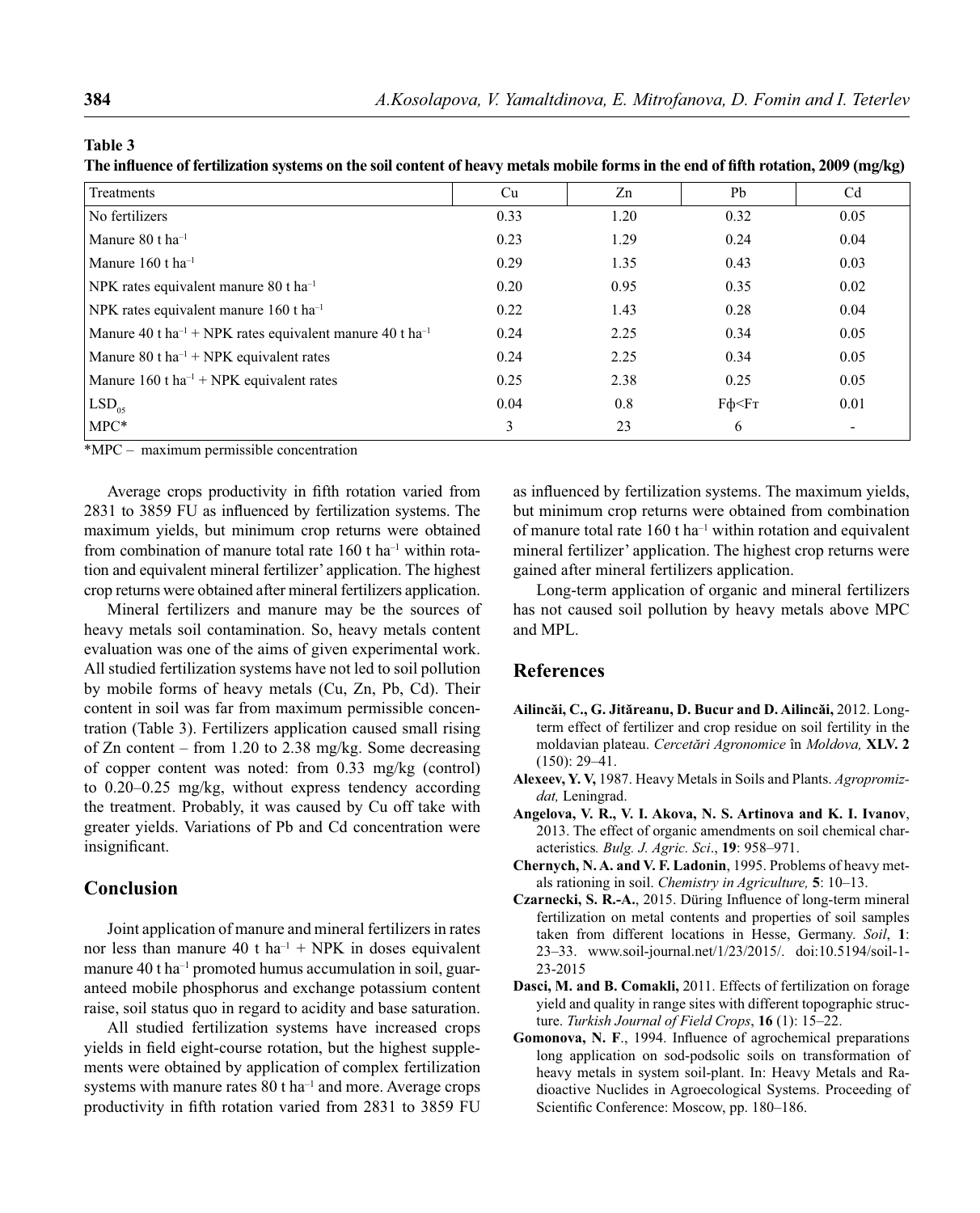**Table 3**

**The influence of fertilization systems on the soil content of heavy metals mobile forms in the end of fifth rotation, 2009 (mg/kg)**

| Treatments | Cu | Zn | Pb | Cd |
|---|---|---|---|---|
| No fertilizers | 0.33 | 1.20 | 0.32 | 0.05 |
| Manure 80 t ha$^{-1}$ | 0.23 | 1.29 | 0.24 | 0.04 |
| Manure 160 t ha$^{-1}$ | 0.29 | 1.35 | 0.43 | 0.03 |
| NPK rates equivalent manure 80 t ha$^{-1}$ | 0.20 | 0.95 | 0.35 | 0.02 |
| NPK rates equivalent manure 160 t ha$^{-1}$ | 0.22 | 1.43 | 0.28 | 0.04 |
| Manure 40 t ha$^{-1}$ + NPK rates equivalent manure 40 t ha$^{-1}$ | 0.24 | 2.25 | 0.34 | 0.05 |
| Manure 80 t ha$^{-1}$ + NPK equivalent rates | 0.24 | 2.25 | 0.34 | 0.05 |
| Manure 160 t ha$^{-1}$ + NPK equivalent rates | 0.25 | 2.38 | 0.25 | 0.05 |
| $LSD_{05}$ | 0.04 | 0.8 | Fф<Fт | 0.01 |
| MPC* | 3 | 23 | 6 | - |

*MPC – maximum permissible concentration

Average crops productivity in fifth rotation varied from 2831 to 3859 FU as influenced by fertilization systems. The maximum yields, but minimum crop returns were obtained from combination of manure total rate 160 t ha$^{-1}$ within rotation and equivalent mineral fertilizer' application. The highest crop returns were obtained after mineral fertilizers application.

Mineral fertilizers and manure may be the sources of heavy metals soil contamination. So, heavy metals content evaluation was one of the aims of given experimental work. All studied fertilization systems have not led to soil pollution by mobile forms of heavy metals (Cu, Zn, Pb, Cd). Their content in soil was far from maximum permissible concentration (Table 3). Fertilizers application caused small rising of Zn content – from 1.20 to 2.38 mg/kg. Some decreasing of copper content was noted: from 0.33 mg/kg (control) to 0.20–0.25 mg/kg, without express tendency according the treatment. Probably, it was caused by Cu off take with greater yields. Variations of Pb and Cd concentration were insignificant.

## Conclusion

Joint application of manure and mineral fertilizers in rates nor less than manure 40 t ha$^{-1}$ + NPK in doses equivalent manure 40 t ha$^{-1}$ promoted humus accumulation in soil, guaranteed mobile phosphorus and exchange potassium content raise, soil status quo in regard to acidity and base saturation.

All studied fertilization systems have increased crops yields in field eight-course rotation, but the highest supplements were obtained by application of complex fertilization systems with manure rates 80 t ha$^{-1}$ and more. Average crops productivity in fifth rotation varied from 2831 to 3859 FU as influenced by fertilization systems. The maximum yields, but minimum crop returns were obtained from combination of manure total rate 160 t ha$^{-1}$ within rotation and equivalent mineral fertilizer' application. The highest crop returns were gained after mineral fertilizers application.

Long-term application of organic and mineral fertilizers has not caused soil pollution by heavy metals above MPC and MPL.

## References

**Ailincăi, C., G. Jităreanu, D. Bucur and D. Ailincăi,** 2012. Long-term effect of fertilizer and crop residue on soil fertility in the moldavian plateau. *Cercetări Agronomice* în *Moldova,* **XLV. 2** (150): 29–41.

**Alexeev, Y. V,** 1987. Heavy Metals in Soils and Plants. *Agropromizdat,* Leningrad.

**Angelova, V. R., V. I. Akova, N. S. Artinova and K. I. Ivanov**, 2013. The effect of organic amendments on soil chemical characteristics*. Bulg. J. Agric. Sci*., **19**: 958–971.

**Chernych, N. A. and V. F. Ladonin**, 1995. Problems of heavy metals rationing in soil. *Chemistry in Agriculture,* **5**: 10–13.

**Czarnecki, S. R.-A.**, 2015. Düring Influence of long-term mineral fertilization on metal contents and properties of soil samples taken from different locations in Hesse, Germany. *Soil*, **1**: 23–33. www.soil-journal.net/1/23/2015/. doi:10.5194/soil-1-23-2015

**Dasci, M. and B. Comakli,** 2011. Effects of fertilization on forage yield and quality in range sites with different topographic structure. *Turkish Journal of Field Crops*, **16** (1): 15–22.

**Gomonova, N. F**., 1994. Influence of agrochemical preparations long application on sod-podsolic soils on transformation of heavy metals in system soil-plant. In: Heavy Metals and Radioactive Nuclides in Agroecological Systems. Proceeding of Scientific Conference: Moscow, pp. 180–186.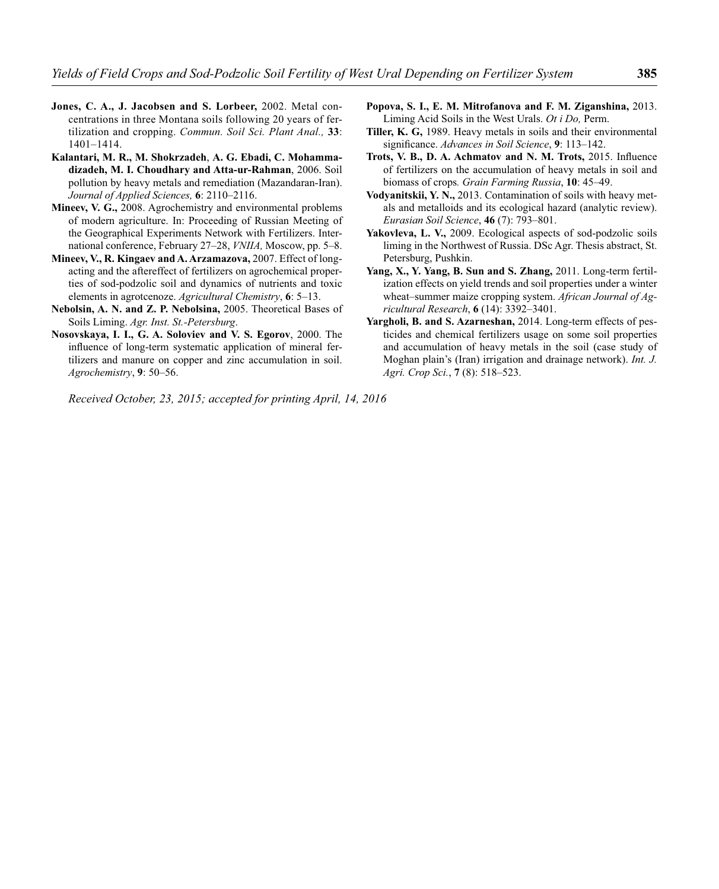**Jones, C. A., J. Jacobsen and S. Lorbeer,** 2002. Metal concentrations in three Montana soils following 20 years of fertilization and cropping. *Commun. Soil Sci. Plant Anal.,* **33**: 1401–1414.

**Kalantari, M. R., M. Shokrzadeh**, **A. G. Ebadi, C. Mohammadizadeh, M. I. Choudhary and Atta-ur-Rahman**, 2006. Soil pollution by heavy metals and remediation (Mazandaran-Iran). *Journal of Applied Sciences,* **6**: 2110–2116.

**Mineev, V. G.,** 2008. Agrochemistry and environmental problems of modern agriculture. In: Proceeding of Russian Meeting of the Geographical Experiments Network with Fertilizers. International conference, February 27–28, *VNIIA,* Moscow, pp. 5–8.

**Mineev, V., R. Kingaev and A. Arzamazova,** 2007. Effect of long-acting and the aftereffect of fertilizers on agrochemical properties of sod-podzolic soil and dynamics of nutrients and toxic elements in agrotcenoze. *Agricultural Chemistry*, **6**: 5–13.

**Nebolsin, A. N. and Z. P. Nebolsina,** 2005. Theoretical Bases of Soils Liming. *Agr. Inst. St.-Petersburg*.

**Nosovskaya, I. I., G. A. Soloviev and V. S. Egorov**, 2000. The influence of long-term systematic application of mineral fertilizers and manure on copper and zinc accumulation in soil. *Agrochemistry*, **9**: 50–56.

**Popova, S. I., E. M. Mitrofanova and F. M. Ziganshina,** 2013. Liming Acid Soils in the West Urals. *Ot i Do,* Perm.

**Tiller, K. G,** 1989. Heavy metals in soils and their environmental significance. *Advances in Soil Science*, **9**: 113–142.

**Trots, V. B., D. A. Achmatov and N. M. Trots,** 2015. Influence of fertilizers on the accumulation of heavy metals in soil and biomass of crops*. Grain Farming Russia*, **10**: 45–49.

**Vodyanitskii, Y. N.,** 2013. Contamination of soils with heavy metals and metalloids and its ecological hazard (analytic review). *Eurasian Soil Science*, **46** (7): 793–801.

**Yakovleva, L. V.,** 2009. Ecological aspects of sod-podzolic soils liming in the Northwest of Russia. DSc Agr. Thesis abstract, St. Petersburg, Pushkin.

**Yang, X., Y. Yang, B. Sun and S. Zhang,** 2011. Long-term fertilization effects on yield trends and soil properties under a winter wheat–summer maize cropping system. *African Journal of Agricultural Research*, **6** (14): 3392–3401.

**Yargholi, B. and S. Azarneshan,** 2014. Long-term effects of pesticides and chemical fertilizers usage on some soil properties and accumulation of heavy metals in the soil (case study of Moghan plain's (Iran) irrigation and drainage network). *Int. J. Agri. Crop Sci.*, **7** (8): 518–523.

*Received October, 23, 2015; accepted for printing April, 14, 2016*